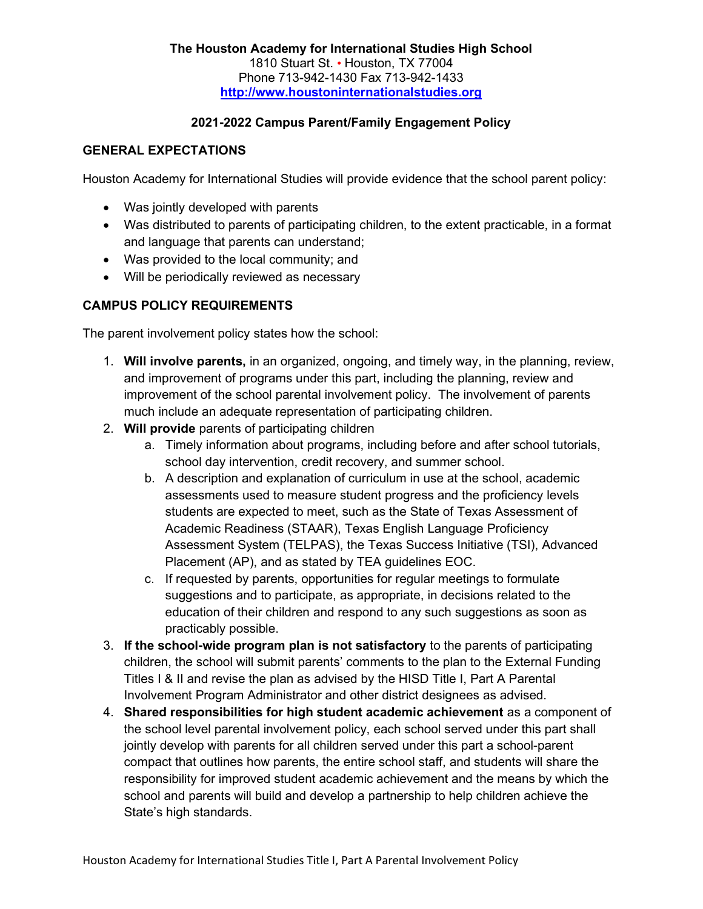**The Houston Academy for International Studies High School**
1810 Stuart St. • Houston, TX 77004
Phone 713-942-1430 Fax 713-942-1433
**http://www.houstoninternationalstudies.org**

**2021-2022 Campus Parent/Family Engagement Policy**

## GENERAL EXPECTATIONS

Houston Academy for International Studies will provide evidence that the school parent policy:

- Was jointly developed with parents
- Was distributed to parents of participating children, to the extent practicable, in a format and language that parents can understand;
- Was provided to the local community; and
- Will be periodically reviewed as necessary

## CAMPUS POLICY REQUIREMENTS

The parent involvement policy states how the school:

1. **Will involve parents,** in an organized, ongoing, and timely way, in the planning, review, and improvement of programs under this part, including the planning, review and improvement of the school parental involvement policy. The involvement of parents much include an adequate representation of participating children.
2. **Will provide** parents of participating children
   a. Timely information about programs, including before and after school tutorials, school day intervention, credit recovery, and summer school.
   b. A description and explanation of curriculum in use at the school, academic assessments used to measure student progress and the proficiency levels students are expected to meet, such as the State of Texas Assessment of Academic Readiness (STAAR), Texas English Language Proficiency Assessment System (TELPAS), the Texas Success Initiative (TSI), Advanced Placement (AP), and as stated by TEA guidelines EOC.
   c. If requested by parents, opportunities for regular meetings to formulate suggestions and to participate, as appropriate, in decisions related to the education of their children and respond to any such suggestions as soon as practicably possible.
3. **If the school-wide program plan is not satisfactory** to the parents of participating children, the school will submit parents' comments to the plan to the External Funding Titles I & II and revise the plan as advised by the HISD Title I, Part A Parental Involvement Program Administrator and other district designees as advised.
4. **Shared responsibilities for high student academic achievement** as a component of the school level parental involvement policy, each school served under this part shall jointly develop with parents for all children served under this part a school-parent compact that outlines how parents, the entire school staff, and students will share the responsibility for improved student academic achievement and the means by which the school and parents will build and develop a partnership to help children achieve the State's high standards.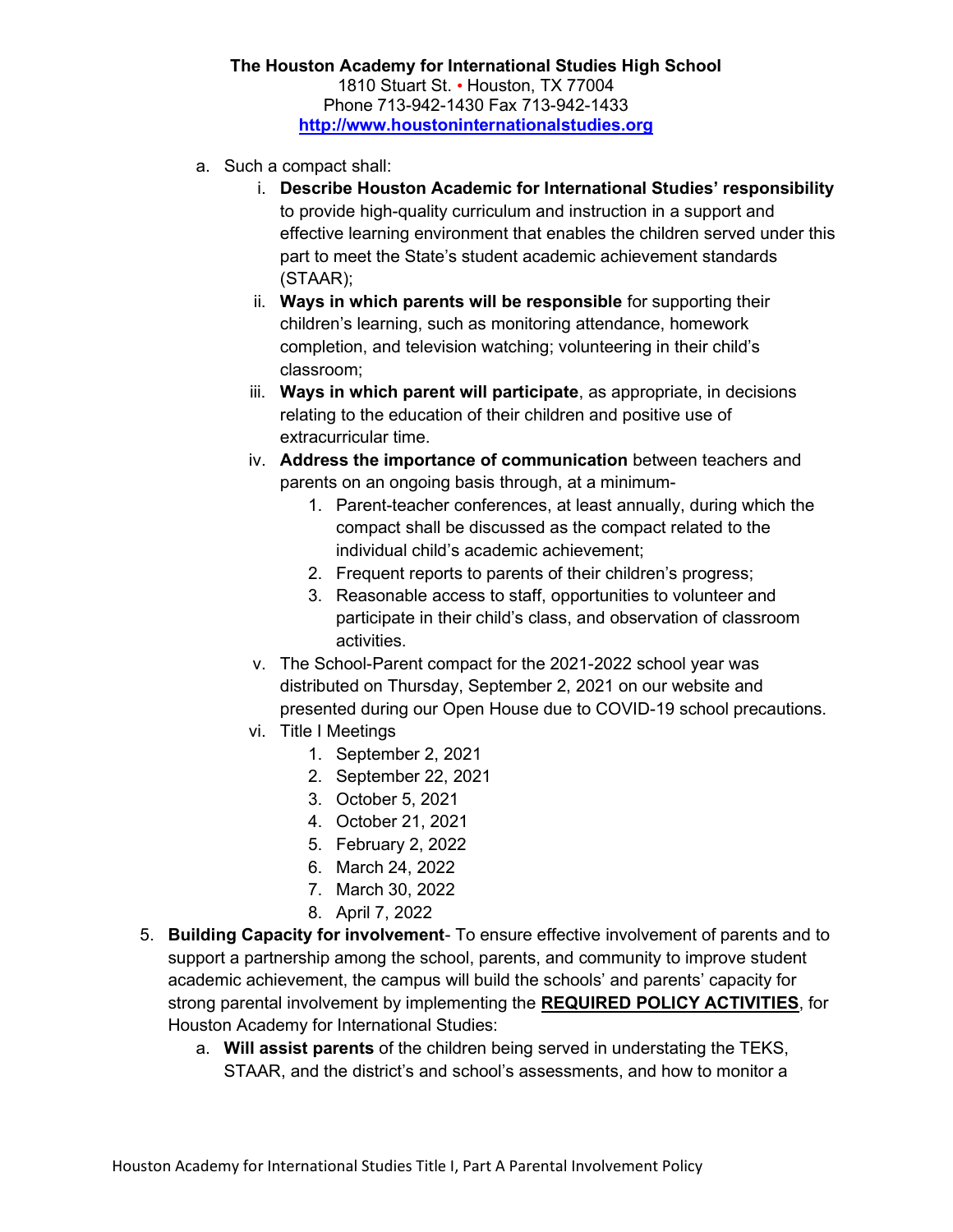**The Houston Academy for International Studies High School**
1810 Stuart St. • Houston, TX 77004
Phone 713-942-1430 Fax 713-942-1433
[http://www.houstoninternationalstudies.org](http://www.houstoninternationalstudies.org)

a. Such a compact shall:
    i. **Describe Houston Academic for International Studies' responsibility** to provide high-quality curriculum and instruction in a support and effective learning environment that enables the children served under this part to meet the State's student academic achievement standards (STAAR);
    ii. **Ways in which parents will be responsible** for supporting their children's learning, such as monitoring attendance, homework completion, and television watching; volunteering in their child's classroom;
    iii. **Ways in which parent will participate**, as appropriate, in decisions relating to the education of their children and positive use of extracurricular time.
    iv. **Address the importance of communication** between teachers and parents on an ongoing basis through, at a minimum-
        1. Parent-teacher conferences, at least annually, during which the compact shall be discussed as the compact related to the individual child's academic achievement;
        2. Frequent reports to parents of their children's progress;
        3. Reasonable access to staff, opportunities to volunteer and participate in their child's class, and observation of classroom activities.
    v. The School-Parent compact for the 2021-2022 school year was distributed on Thursday, September 2, 2021 on our website and presented during our Open House due to COVID-19 school precautions.
    vi. Title I Meetings
        1. September 2, 2021
        2. September 22, 2021
        3. October 5, 2021
        4. October 21, 2021
        5. February 2, 2022
        6. March 24, 2022
        7. March 30, 2022
        8. April 7, 2022

5. **Building Capacity for involvement**- To ensure effective involvement of parents and to support a partnership among the school, parents, and community to improve student academic achievement, the campus will build the schools' and parents' capacity for strong parental involvement by implementing the **REQUIRED POLICY ACTIVITIES**, for Houston Academy for International Studies:
    a. **Will assist parents** of the children being served in understating the TEKS, STAAR, and the district's and school's assessments, and how to monitor a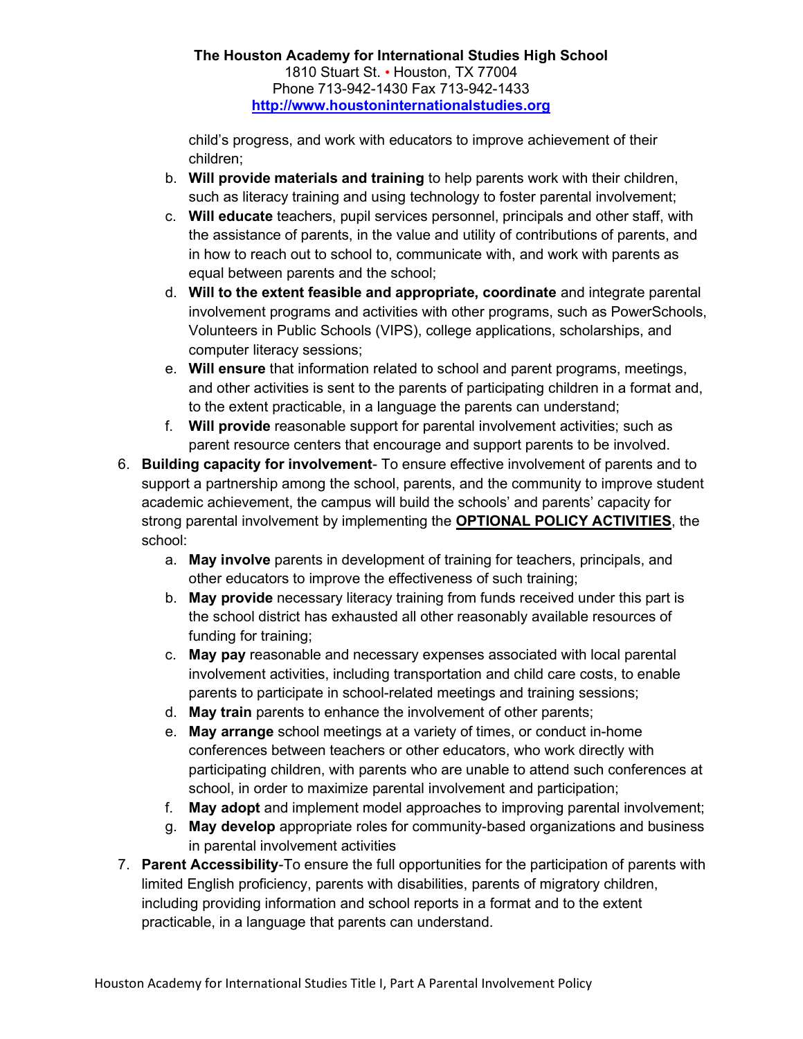child's progress, and work with educators to improve achievement of their children;

   b. **Will provide materials and training** to help parents work with their children, such as literacy training and using technology to foster parental involvement;
   c. **Will educate** teachers, pupil services personnel, principals and other staff, with the assistance of parents, in the value and utility of contributions of parents, and in how to reach out to school to, communicate with, and work with parents as equal between parents and the school;
   d. **Will to the extent feasible and appropriate, coordinate** and integrate parental involvement programs and activities with other programs, such as PowerSchools, Volunteers in Public Schools (VIPS), college applications, scholarships, and computer literacy sessions;
   e. **Will ensure** that information related to school and parent programs, meetings, and other activities is sent to the parents of participating children in a format and, to the extent practicable, in a language the parents can understand;
   f. **Will provide** reasonable support for parental involvement activities; such as parent resource centers that encourage and support parents to be involved.

6. **Building capacity for involvement**- To ensure effective involvement of parents and to support a partnership among the school, parents, and the community to improve student academic achievement, the campus will build the schools' and parents' capacity for strong parental involvement by implementing the **OPTIONAL POLICY ACTIVITIES**, the school:
   a. **May involve** parents in development of training for teachers, principals, and other educators to improve the effectiveness of such training;
   b. **May provide** necessary literacy training from funds received under this part is the school district has exhausted all other reasonably available resources of funding for training;
   c. **May pay** reasonable and necessary expenses associated with local parental involvement activities, including transportation and child care costs, to enable parents to participate in school-related meetings and training sessions;
   d. **May train** parents to enhance the involvement of other parents;
   e. **May arrange** school meetings at a variety of times, or conduct in-home conferences between teachers or other educators, who work directly with participating children, with parents who are unable to attend such conferences at school, in order to maximize parental involvement and participation;
   f. **May adopt** and implement model approaches to improving parental involvement;
   g. **May develop** appropriate roles for community-based organizations and business in parental involvement activities

7. **Parent Accessibility**-To ensure the full opportunities for the participation of parents with limited English proficiency, parents with disabilities, parents of migratory children, including providing information and school reports in a format and to the extent practicable, in a language that parents can understand.